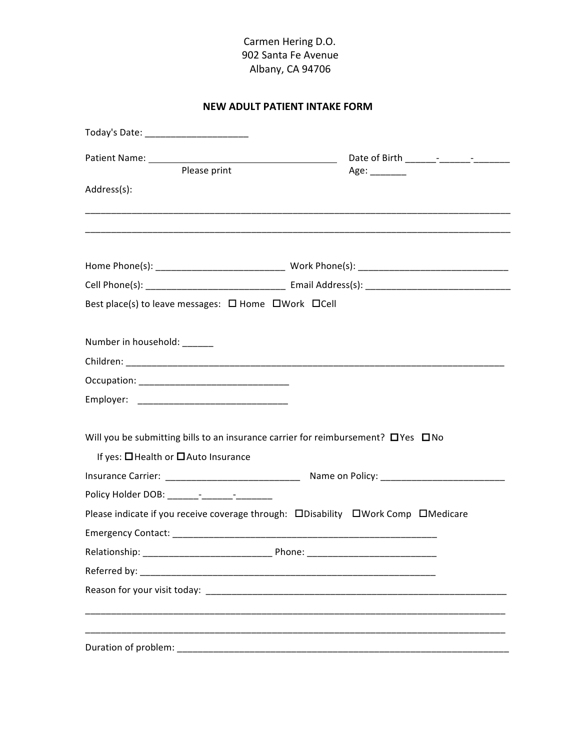Carmen Hering D.O.
902 Santa Fe Avenue
Albany, CA 94706

## NEW ADULT PATIENT INTAKE FORM

Today's Date: ____________________

Patient Name: ______________________________________ Date of Birth ______-______-_______
Please print Age: _______

Address(s):

______________________________________________________________________________________

______________________________________________________________________________________

Home Phone(s): _________________________ Work Phone(s): ______________________________

Cell Phone(s): ___________________________ Email Address(s): ____________________________

Best place(s) to leave messages: ☐ Home ☐ Work ☐ Cell

Number in household: ______

Children: ____________________________________________________________________________

Occupation: _____________________________

Employer: ______________________________

Will you be submitting bills to an insurance carrier for reimbursement? ☐ Yes ☐ No

If yes: ☐ Health or ☐ Auto Insurance

Insurance Carrier: ___________________________ Name on Policy: _________________________

Policy Holder DOB: ______-______-_______

Please indicate if you receive coverage through: ☐ Disability ☐ Work Comp ☐ Medicare

Emergency Contact: _____________________________________________________

Relationship: _________________________ Phone: _________________________

Referred by: _____________________________________________________________

Reason for your visit today: ____________________________________________________________

_____________________________________________________________________________________

_____________________________________________________________________________________

Duration of problem: ____________________________________________________________________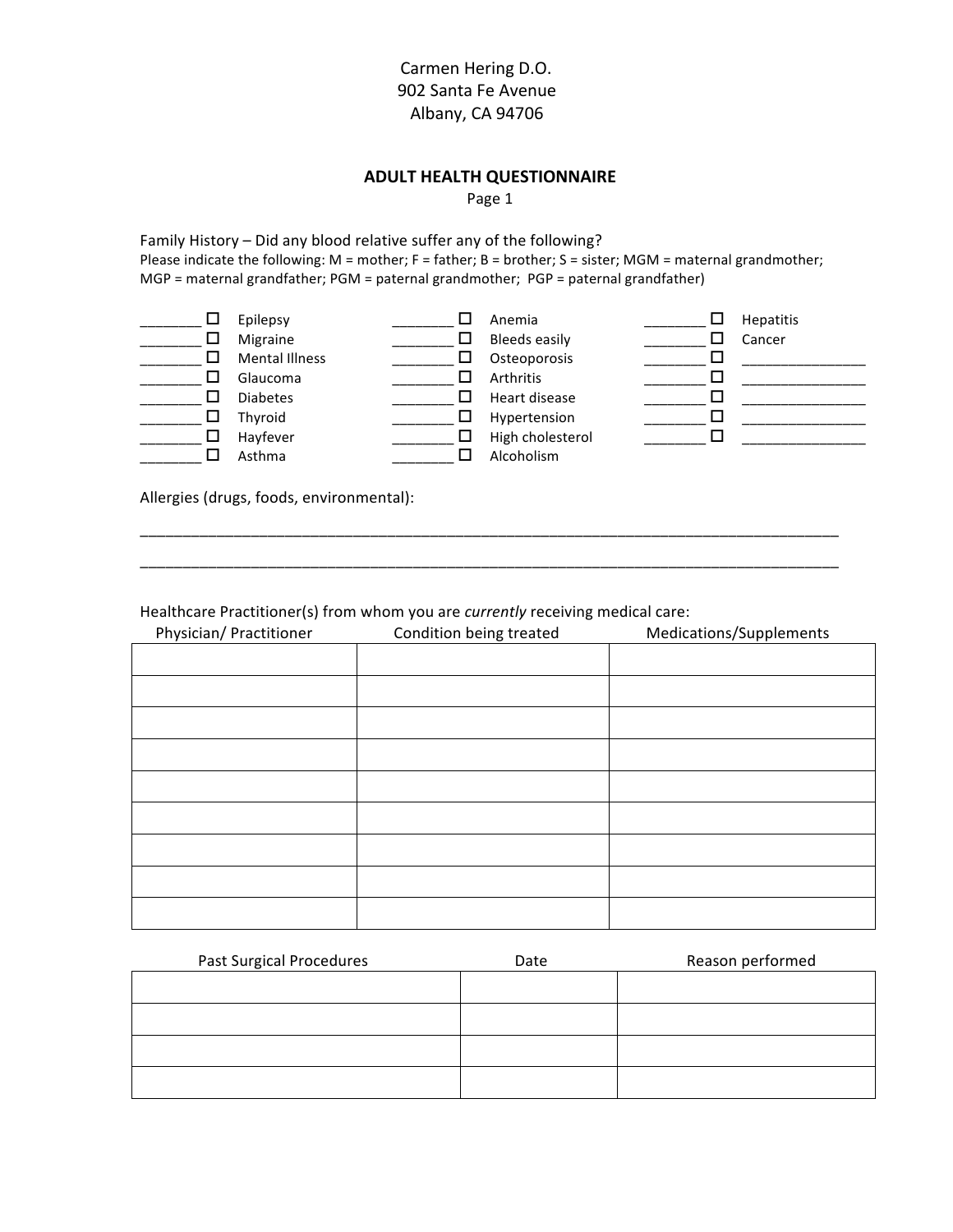Carmen Hering D.O.
902 Santa Fe Avenue
Albany, CA 94706

## ADULT HEALTH QUESTIONNAIRE

Page 1

Family History – Did any blood relative suffer any of the following?
Please indicate the following: M = mother; F = father; B = brother; S = sister; MGM = maternal grandmother; MGP = maternal grandfather; PGM = paternal grandmother; PGP = paternal grandfather)

| | | | | | | | |
|---|---|---|---|---|---|---|---|
| ________ | ☐ Epilepsy | ________ | ☐ Anemia | ________ | ☐ Hepatitis | | |
| ________ | ☐ Migraine | ________ | ☐ Bleeds easily | ________ | ☐ Cancer | | |
| ________ | ☐ Mental Illness | ________ | ☐ Osteoporosis | ________ | ☐ ________________ | | |
| ________ | ☐ Glaucoma | ________ | ☐ Arthritis | ________ | ☐ ________________ | | |
| ________ | ☐ Diabetes | ________ | ☐ Heart disease | ________ | ☐ ________________ | | |
| ________ | ☐ Thyroid | ________ | ☐ Hypertension | ________ | ☐ ________________ | | |
| ________ | ☐ Hayfever | ________ | ☐ High cholesterol | ________ | ☐ ________________ | | |
| ________ | ☐ Asthma | ________ | ☐ Alcoholism | | | | |

Allergies (drugs, foods, environmental):

________________________________________________________________________________

________________________________________________________________________________

Healthcare Practitioner(s) from whom you are *currently* receiving medical care:

| Physician/ Practitioner | Condition being treated | Medications/Supplements |
|---|---|---|
| | | |
| | | |
| | | |
| | | |
| | | |
| | | |
| | | |
| | | |
| | | |

| Past Surgical Procedures | Date | Reason performed |
|---|---|---|
| | | |
| | | |
| | | |
| | | |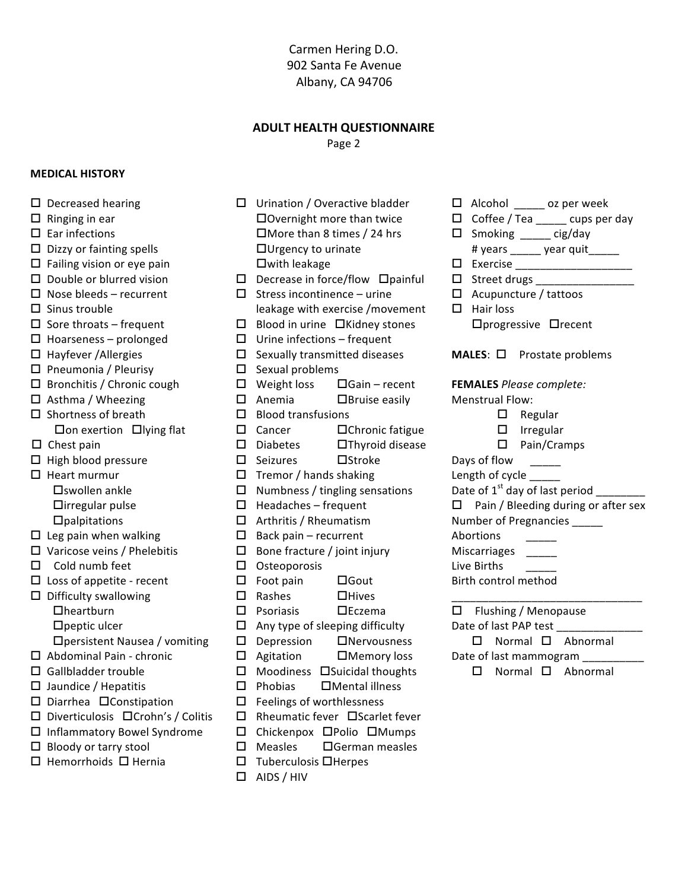Carmen Hering D.O.
902 Santa Fe Avenue
Albany, CA 94706

## ADULT HEALTH QUESTIONNAIRE

Page 2

**MEDICAL HISTORY**

- ☐ Decreased hearing
- ☐ Ringing in ear
- ☐ Ear infections
- ☐ Dizzy or fainting spells
- ☐ Failing vision or eye pain
- ☐ Double or blurred vision
- ☐ Nose bleeds – recurrent
- ☐ Sinus trouble
- ☐ Sore throats – frequent
- ☐ Hoarseness – prolonged
- ☐ Hayfever /Allergies
- ☐ Pneumonia / Pleurisy
- ☐ Bronchitis / Chronic cough
- ☐ Asthma / Wheezing
- ☐ Shortness of breath
  - ☐on exertion ☐lying flat
- ☐ Chest pain
- ☐ High blood pressure
- ☐ Heart murmur
  - ☐swollen ankle
  - ☐irregular pulse
  - ☐palpitations
- ☐ Leg pain when walking
- ☐ Varicose veins / Phelebitis
- ☐ Cold numb feet
- ☐ Loss of appetite - recent
- ☐ Difficulty swallowing
  - ☐heartburn
  - ☐peptic ulcer
  - ☐persistent Nausea / vomiting
- ☐ Abdominal Pain - chronic
- ☐ Gallbladder trouble
- ☐ Jaundice / Hepatitis
- ☐ Diarrhea ☐Constipation
- ☐ Diverticulosis ☐Crohn's / Colitis
- ☐ Inflammatory Bowel Syndrome
- ☐ Bloody or tarry stool
- ☐ Hemorrhoids ☐ Hernia

- ☐ Urination / Overactive bladder
  - ☐Overnight more than twice
  - ☐More than 8 times / 24 hrs
  - ☐Urgency to urinate
  - ☐with leakage
- ☐ Decrease in force/flow ☐painful
- ☐ Stress incontinence – urine leakage with exercise /movement
- ☐ Blood in urine ☐Kidney stones
- ☐ Urine infections – frequent
- ☐ Sexually transmitted diseases
- ☐ Sexual problems
- ☐ Weight loss ☐Gain – recent
- ☐ Anemia ☐Bruise easily
- ☐ Blood transfusions
- ☐ Cancer ☐Chronic fatigue
- ☐ Diabetes ☐Thyroid disease
- ☐ Seizures ☐Stroke
- ☐ Tremor / hands shaking
- ☐ Numbness / tingling sensations
- ☐ Headaches – frequent
- ☐ Arthritis / Rheumatism
- ☐ Back pain – recurrent
- ☐ Bone fracture / joint injury
- ☐ Osteoporosis
- ☐ Foot pain ☐Gout
- ☐ Rashes ☐Hives
- ☐ Psoriasis ☐Eczema
- ☐ Any type of sleeping difficulty
- ☐ Depression ☐Nervousness
- ☐ Agitation ☐Memory loss
- ☐ Moodiness ☐Suicidal thoughts
- ☐ Phobias ☐Mental illness
- ☐ Feelings of worthlessness
- ☐ Rheumatic fever ☐Scarlet fever
- ☐ Chickenpox ☐Polio ☐Mumps
- ☐ Measles ☐German measles
- ☐ Tuberculosis ☐Herpes
- ☐ AIDS / HIV

- ☐ Alcohol _____ oz per week
- ☐ Coffee / Tea _____ cups per day
- ☐ Smoking _____ cig/day
  # years _____ year quit_____
- ☐ Exercise ___________________
- ☐ Street drugs ________________
- ☐ Acupuncture / tattoos
- ☐ Hair loss
  - ☐progressive ☐recent

**MALES**: ☐ Prostate problems

**FEMALES** *Please complete:*

Menstrual Flow:

- ☐ Regular
- ☐ Irregular
- ☐ Pain/Cramps

Days of flow _____

Length of cycle _____

Date of 1st day of last period ________

☐ Pain / Bleeding during or after sex

Number of Pregnancies _____

Abortions _____

Miscarriages _____

Live Births _____

Birth control method

________________________________

☐ Flushing / Menopause

Date of last PAP test ______________

☐ Normal ☐ Abnormal

Date of last mammogram __________

☐ Normal ☐ Abnormal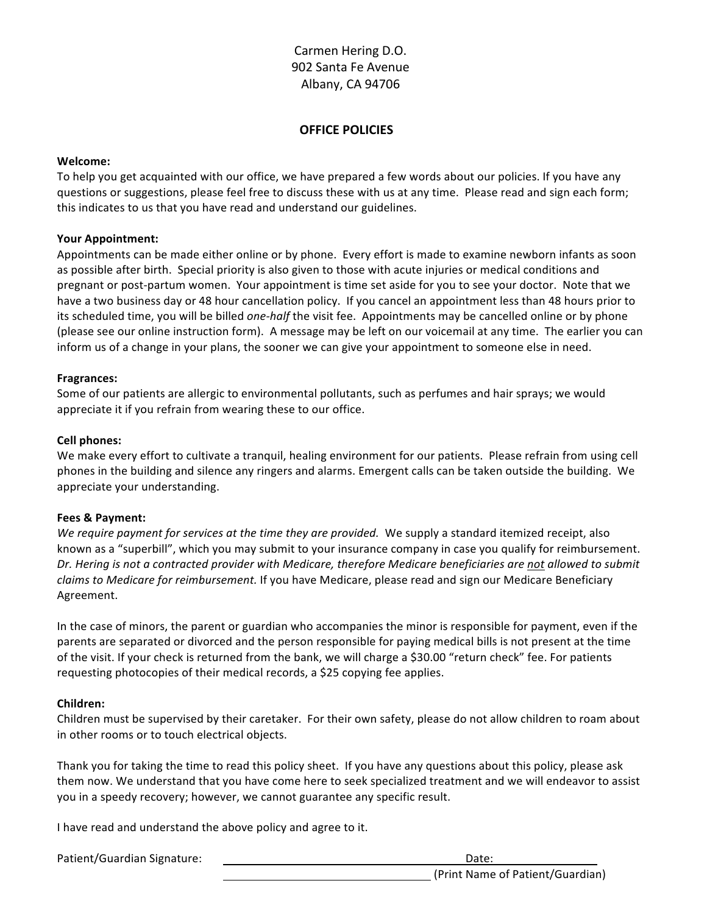Carmen Hering D.O.
902 Santa Fe Avenue
Albany, CA 94706

# OFFICE POLICIES

**Welcome:**
To help you get acquainted with our office, we have prepared a few words about our policies. If you have any questions or suggestions, please feel free to discuss these with us at any time. Please read and sign each form; this indicates to us that you have read and understand our guidelines.

**Your Appointment:**
Appointments can be made either online or by phone. Every effort is made to examine newborn infants as soon as possible after birth. Special priority is also given to those with acute injuries or medical conditions and pregnant or post-partum women. Your appointment is time set aside for you to see your doctor. Note that we have a two business day or 48 hour cancellation policy. If you cancel an appointment less than 48 hours prior to its scheduled time, you will be billed *one-half* the visit fee. Appointments may be cancelled online or by phone (please see our online instruction form). A message may be left on our voicemail at any time. The earlier you can inform us of a change in your plans, the sooner we can give your appointment to someone else in need.

**Fragrances:**
Some of our patients are allergic to environmental pollutants, such as perfumes and hair sprays; we would appreciate it if you refrain from wearing these to our office.

**Cell phones:**
We make every effort to cultivate a tranquil, healing environment for our patients. Please refrain from using cell phones in the building and silence any ringers and alarms. Emergent calls can be taken outside the building. We appreciate your understanding.

**Fees & Payment:**
*We require payment for services at the time they are provided.* We supply a standard itemized receipt, also known as a "superbill", which you may submit to your insurance company in case you qualify for reimbursement. *Dr. Hering is not a contracted provider with Medicare, therefore Medicare beneficiaries are <u>not</u> allowed to submit claims to Medicare for reimbursement.* If you have Medicare, please read and sign our Medicare Beneficiary Agreement.

In the case of minors, the parent or guardian who accompanies the minor is responsible for payment, even if the parents are separated or divorced and the person responsible for paying medical bills is not present at the time of the visit. If your check is returned from the bank, we will charge a $30.00 "return check" fee. For patients requesting photocopies of their medical records, a $25 copying fee applies.

**Children:**
Children must be supervised by their caretaker. For their own safety, please do not allow children to roam about in other rooms or to touch electrical objects.

Thank you for taking the time to read this policy sheet. If you have any questions about this policy, please ask them now. We understand that you have come here to seek specialized treatment and we will endeavor to assist you in a speedy recovery; however, we cannot guarantee any specific result.

I have read and understand the above policy and agree to it.

Patient/Guardian Signature: ______________________________ Date: ______________

______________________________ (Print Name of Patient/Guardian)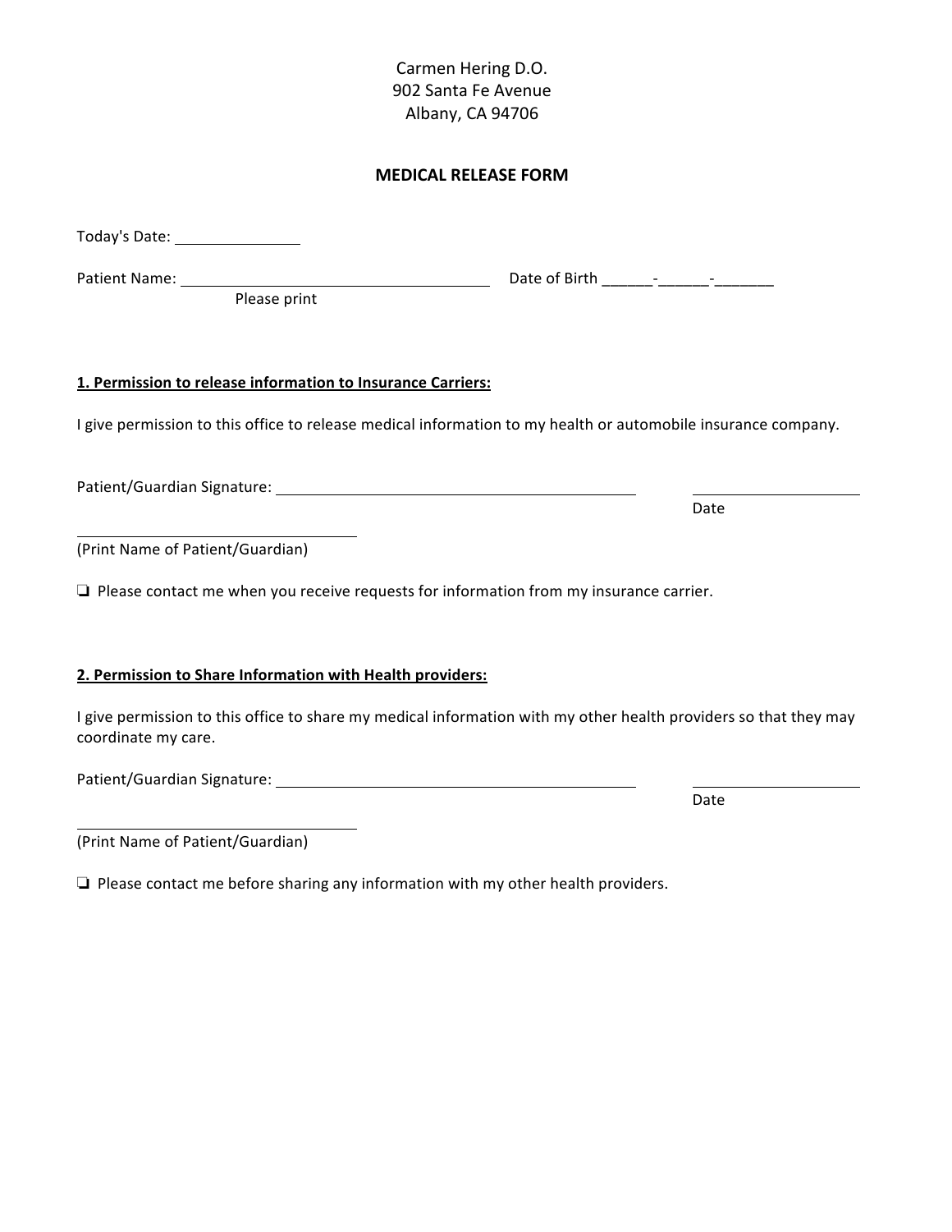Carmen Hering D.O.
902 Santa Fe Avenue
Albany, CA 94706

## MEDICAL RELEASE FORM

Today's Date: _______________

Patient Name: ________________________________________ Date of Birth ______-______-_______
Please print

**1. Permission to release information to Insurance Carriers:**

I give permission to this office to release medical information to my health or automobile insurance company.

Patient/Guardian Signature: ____________________________________________ ____________________
Date

____________________________________
(Print Name of Patient/Guardian)

❏ Please contact me when you receive requests for information from my insurance carrier.

**2. Permission to Share Information with Health providers:**

I give permission to this office to share my medical information with my other health providers so that they may coordinate my care.

Patient/Guardian Signature: ____________________________________________ ____________________
Date

____________________________________
(Print Name of Patient/Guardian)

❏ Please contact me before sharing any information with my other health providers.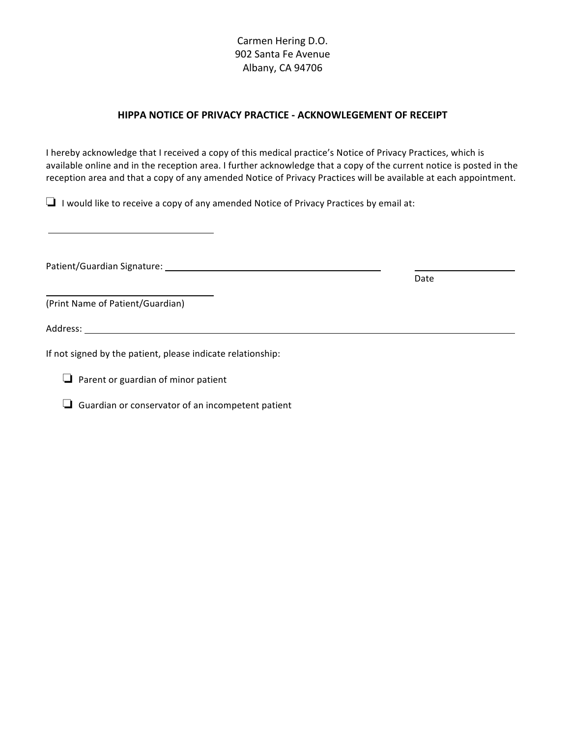Carmen Hering D.O.
902 Santa Fe Avenue
Albany, CA 94706

## HIPPA NOTICE OF PRIVACY PRACTICE - ACKNOWLEGEMENT OF RECEIPT

I hereby acknowledge that I received a copy of this medical practice's Notice of Privacy Practices, which is available online and in the reception area. I further acknowledge that a copy of the current notice is posted in the reception area and that a copy of any amended Notice of Privacy Practices will be available at each appointment.

☐ I would like to receive a copy of any amended Notice of Privacy Practices by email at:

\_\_\_\_\_\_\_\_\_\_\_\_\_\_\_\_\_\_\_\_\_\_\_\_\_\_\_\_\_\_

Patient/Guardian Signature: \_\_\_\_\_\_\_\_\_\_\_\_\_\_\_\_\_\_\_\_\_\_\_\_\_\_\_\_\_\_\_\_\_\_\_\_\_\_\_\_ \_\_\_\_\_\_\_\_\_\_\_\_\_\_\_\_\_\_
Date

\_\_\_\_\_\_\_\_\_\_\_\_\_\_\_\_\_\_\_\_\_\_\_\_\_\_\_\_\_\_
(Print Name of Patient/Guardian)

Address: \_\_\_\_\_\_\_\_\_\_\_\_\_\_\_\_\_\_\_\_\_\_\_\_\_\_\_\_\_\_\_\_\_\_\_\_\_\_\_\_\_\_\_\_\_\_\_\_\_\_\_\_\_\_\_\_\_\_\_\_\_\_\_\_\_\_\_\_\_\_\_\_\_\_\_\_

If not signed by the patient, please indicate relationship:

- ☐ Parent or guardian of minor patient
- ☐ Guardian or conservator of an incompetent patient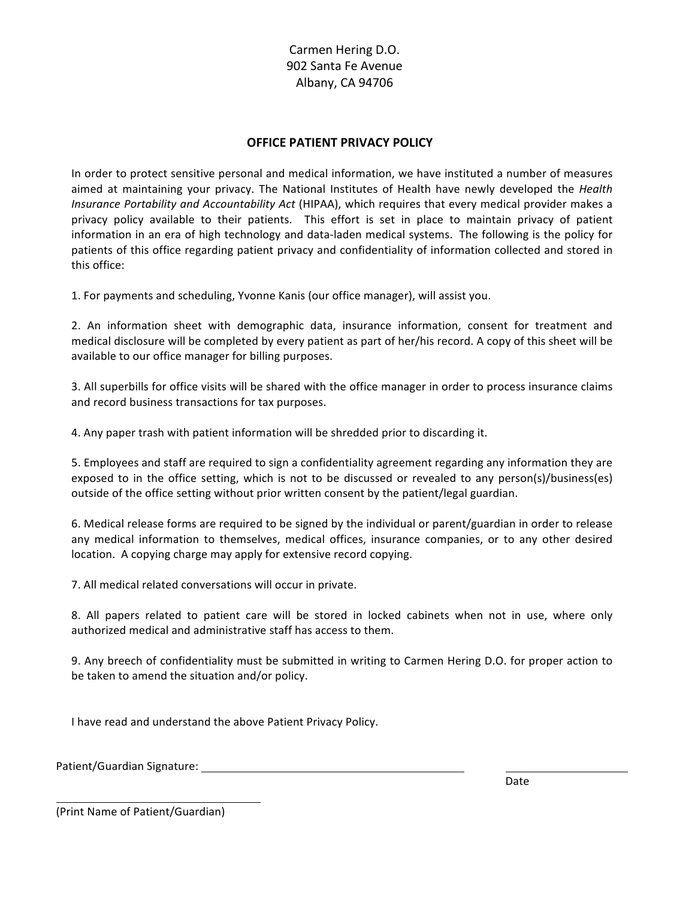Carmen Hering D.O.
902 Santa Fe Avenue
Albany, CA 94706

## OFFICE PATIENT PRIVACY POLICY

In order to protect sensitive personal and medical information, we have instituted a number of measures aimed at maintaining your privacy. The National Institutes of Health have newly developed the *Health Insurance Portability and Accountability Act* (HIPAA), which requires that every medical provider makes a privacy policy available to their patients. This effort is set in place to maintain privacy of patient information in an era of high technology and data-laden medical systems. The following is the policy for patients of this office regarding patient privacy and confidentiality of information collected and stored in this office:

1. For payments and scheduling, Yvonne Kanis (our office manager), will assist you.

2. An information sheet with demographic data, insurance information, consent for treatment and medical disclosure will be completed by every patient as part of her/his record. A copy of this sheet will be available to our office manager for billing purposes.

3. All superbills for office visits will be shared with the office manager in order to process insurance claims and record business transactions for tax purposes.

4. Any paper trash with patient information will be shredded prior to discarding it.

5. Employees and staff are required to sign a confidentiality agreement regarding any information they are exposed to in the office setting, which is not to be discussed or revealed to any person(s)/business(es) outside of the office setting without prior written consent by the patient/legal guardian.

6. Medical release forms are required to be signed by the individual or parent/guardian in order to release any medical information to themselves, medical offices, insurance companies, or to any other desired location. A copying charge may apply for extensive record copying.

7. All medical related conversations will occur in private.

8. All papers related to patient care will be stored in locked cabinets when not in use, where only authorized medical and administrative staff has access to them.

9. Any breech of confidentiality must be submitted in writing to Carmen Hering D.O. for proper action to be taken to amend the situation and/or policy.

I have read and understand the above Patient Privacy Policy.

Patient/Guardian Signature: ______________________________ ____________________
Date

______________________________
(Print Name of Patient/Guardian)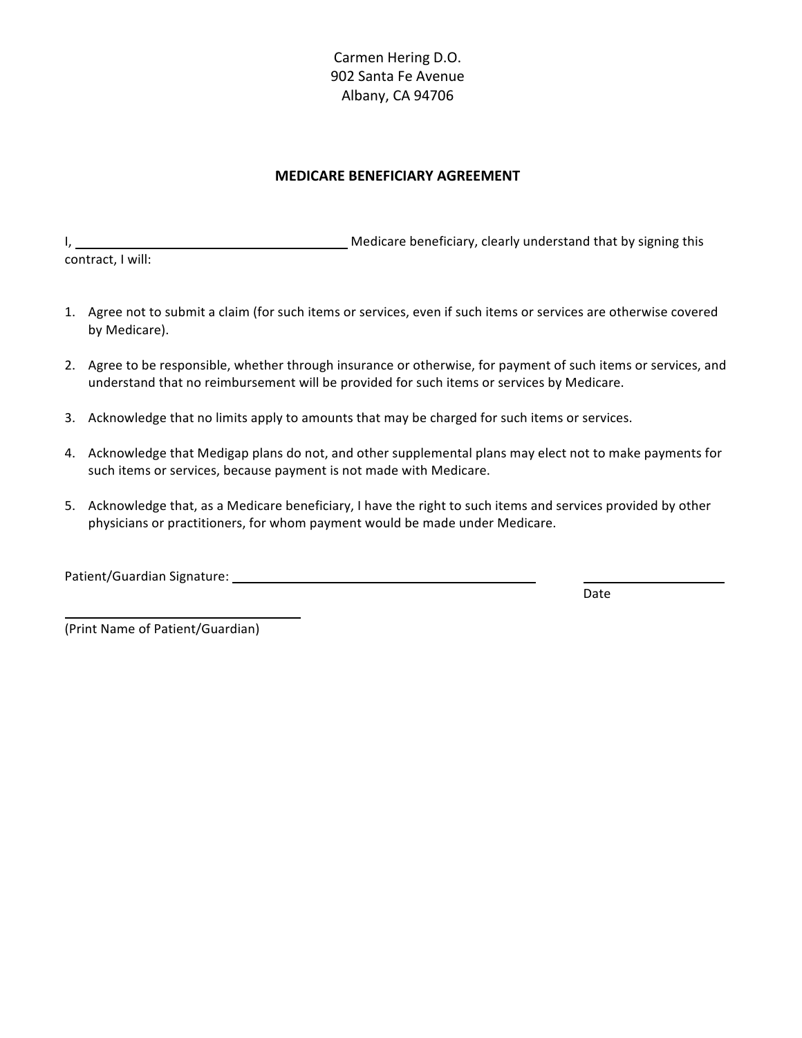Carmen Hering D.O.
902 Santa Fe Avenue
Albany, CA 94706

## MEDICARE BENEFICIARY AGREEMENT

I, ______________________________ Medicare beneficiary, clearly understand that by signing this contract, I will:

1. Agree not to submit a claim (for such items or services, even if such items or services are otherwise covered by Medicare).
2. Agree to be responsible, whether through insurance or otherwise, for payment of such items or services, and understand that no reimbursement will be provided for such items or services by Medicare.
3. Acknowledge that no limits apply to amounts that may be charged for such items or services.
4. Acknowledge that Medigap plans do not, and other supplemental plans may elect not to make payments for such items or services, because payment is not made with Medicare.
5. Acknowledge that, as a Medicare beneficiary, I have the right to such items and services provided by other physicians or practitioners, for whom payment would be made under Medicare.

Patient/Guardian Signature: ______________________________ ____________________
Date

______________________________
(Print Name of Patient/Guardian)